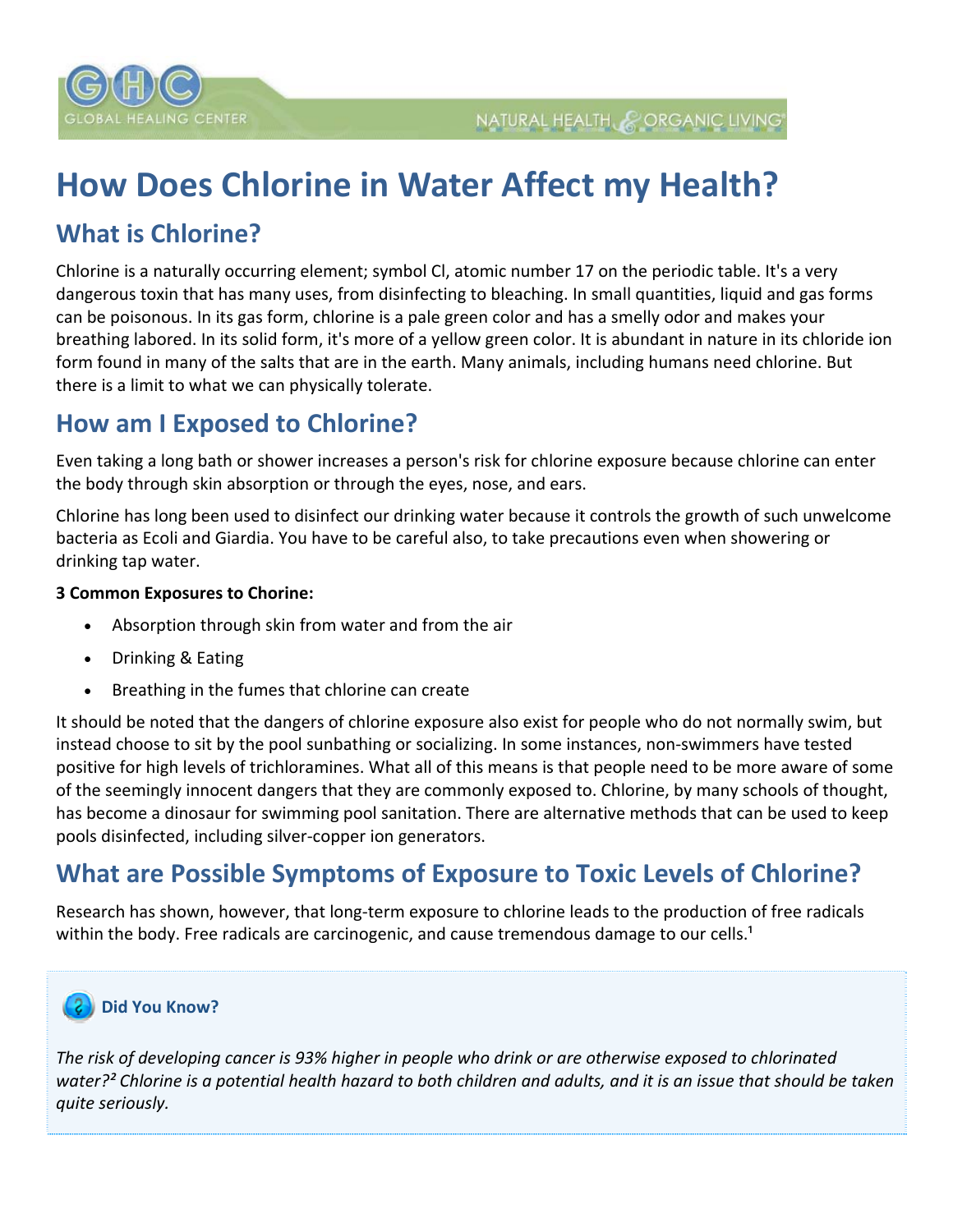# How Does Chlorine in Water Affect my Health?

## What is Chlorine?

Chlorine is a naturally occurring element; symbol Cl, atomic number 17 on the periodic table. It's a very dangerous toxin that has many uses, from disinfecting to bleaching. In small quantities, liquid and gas forms can be poisonous. In its gas form, chlorine is a pale green color and has a smelly odor and makes your breathing labored. In its solid form, it's more of a yellow green color. It is abundant in nature in its chloride ion form found in many of the salts that are in the earth. Many animals, including humans need chlorine. But there is a limit to what we can physically tolerate.

## How am I Exposed to Chlorine?

Even taking a long bath or shower increases a person's risk for chlorine exposure because chlorine can enter the body through skin absorption or through the eyes, nose, and ears.

Chlorine has long been used to disinfect our drinking water because it controls the growth of such unwelcome bacteria as Ecoli and Giardia. You have to be careful also, to take precautions even when showering or drinking tap water.

**3 Common Exposures to Chorine:**

- Absorption through skin from water and from the air
- Drinking & Eating
- Breathing in the fumes that chlorine can create

It should be noted that the dangers of chlorine exposure also exist for people who do not normally swim, but instead choose to sit by the pool sunbathing or socializing. In some instances, non-swimmers have tested positive for high levels of trichloramines. What all of this means is that people need to be more aware of some of the seemingly innocent dangers that they are commonly exposed to. Chlorine, by many schools of thought, has become a dinosaur for swimming pool sanitation. There are alternative methods that can be used to keep pools disinfected, including silver-copper ion generators.

## What are Possible Symptoms of Exposure to Toxic Levels of Chlorine?

Research has shown, however, that long-term exposure to chlorine leads to the production of free radicals within the body. Free radicals are carcinogenic, and cause tremendous damage to our cells.[1]

**Did You Know?**

*The risk of developing cancer is 93% higher in people who drink or are otherwise exposed to chlorinated water?[2] Chlorine is a potential health hazard to both children and adults, and it is an issue that should be taken quite seriously.*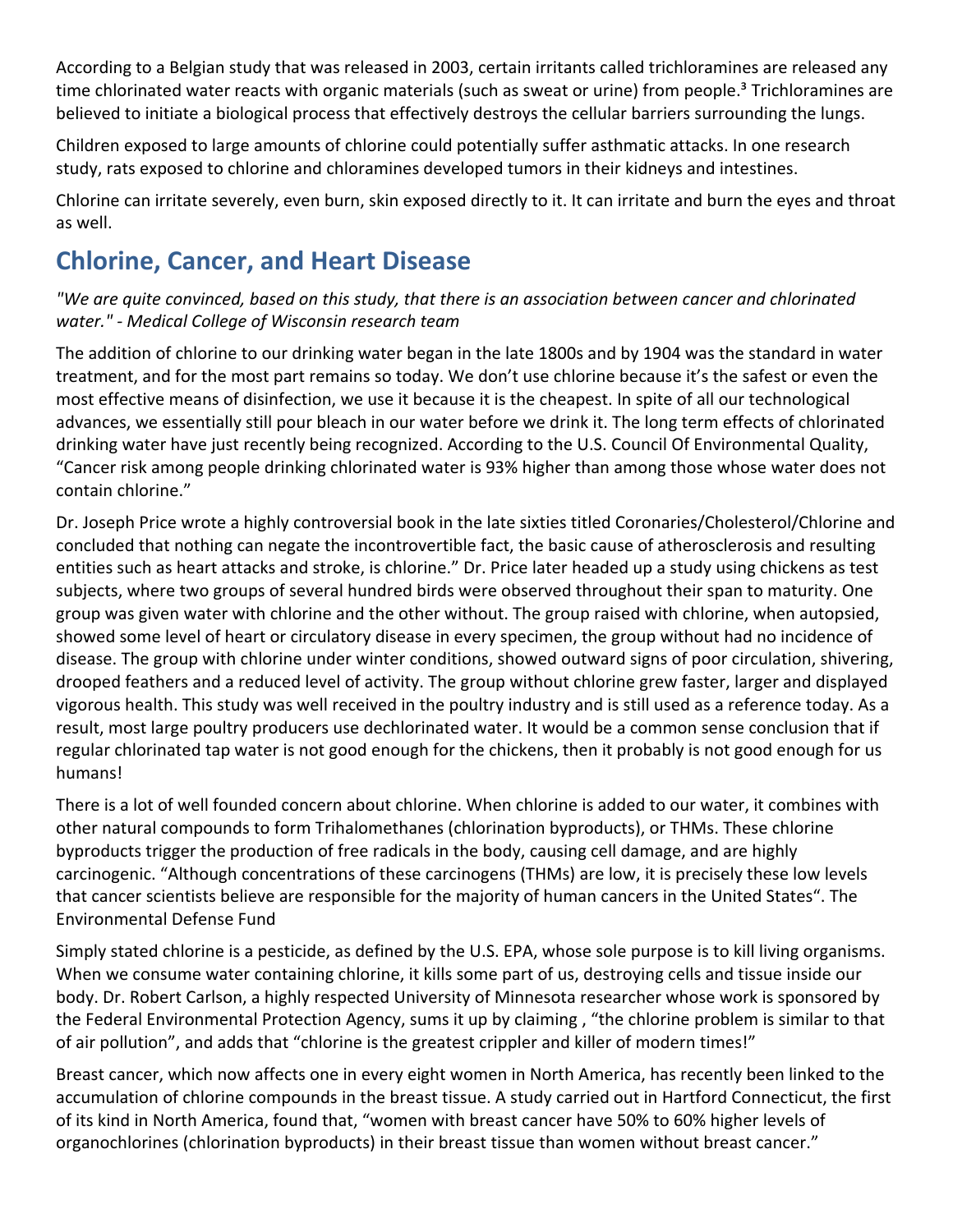According to a Belgian study that was released in 2003, certain irritants called trichloramines are released any time chlorinated water reacts with organic materials (such as sweat or urine) from people.[3] Trichloramines are believed to initiate a biological process that effectively destroys the cellular barriers surrounding the lungs.

Children exposed to large amounts of chlorine could potentially suffer asthmatic attacks. In one research study, rats exposed to chlorine and chloramines developed tumors in their kidneys and intestines.

Chlorine can irritate severely, even burn, skin exposed directly to it. It can irritate and burn the eyes and throat as well.

## Chlorine, Cancer, and Heart Disease

*"We are quite convinced, based on this study, that there is an association between cancer and chlorinated water." - Medical College of Wisconsin research team*

The addition of chlorine to our drinking water began in the late 1800s and by 1904 was the standard in water treatment, and for the most part remains so today. We don't use chlorine because it's the safest or even the most effective means of disinfection, we use it because it is the cheapest. In spite of all our technological advances, we essentially still pour bleach in our water before we drink it. The long term effects of chlorinated drinking water have just recently being recognized. According to the U.S. Council Of Environmental Quality, "Cancer risk among people drinking chlorinated water is 93% higher than among those whose water does not contain chlorine."

Dr. Joseph Price wrote a highly controversial book in the late sixties titled Coronaries/Cholesterol/Chlorine and concluded that nothing can negate the incontrovertible fact, the basic cause of atherosclerosis and resulting entities such as heart attacks and stroke, is chlorine." Dr. Price later headed up a study using chickens as test subjects, where two groups of several hundred birds were observed throughout their span to maturity. One group was given water with chlorine and the other without. The group raised with chlorine, when autopsied, showed some level of heart or circulatory disease in every specimen, the group without had no incidence of disease. The group with chlorine under winter conditions, showed outward signs of poor circulation, shivering, drooped feathers and a reduced level of activity. The group without chlorine grew faster, larger and displayed vigorous health. This study was well received in the poultry industry and is still used as a reference today. As a result, most large poultry producers use dechlorinated water. It would be a common sense conclusion that if regular chlorinated tap water is not good enough for the chickens, then it probably is not good enough for us humans!

There is a lot of well founded concern about chlorine. When chlorine is added to our water, it combines with other natural compounds to form Trihalomethanes (chlorination byproducts), or THMs. These chlorine byproducts trigger the production of free radicals in the body, causing cell damage, and are highly carcinogenic. "Although concentrations of these carcinogens (THMs) are low, it is precisely these low levels that cancer scientists believe are responsible for the majority of human cancers in the United States". The Environmental Defense Fund

Simply stated chlorine is a pesticide, as defined by the U.S. EPA, whose sole purpose is to kill living organisms. When we consume water containing chlorine, it kills some part of us, destroying cells and tissue inside our body. Dr. Robert Carlson, a highly respected University of Minnesota researcher whose work is sponsored by the Federal Environmental Protection Agency, sums it up by claiming , "the chlorine problem is similar to that of air pollution", and adds that "chlorine is the greatest crippler and killer of modern times!"

Breast cancer, which now affects one in every eight women in North America, has recently been linked to the accumulation of chlorine compounds in the breast tissue. A study carried out in Hartford Connecticut, the first of its kind in North America, found that, "women with breast cancer have 50% to 60% higher levels of organochlorines (chlorination byproducts) in their breast tissue than women without breast cancer."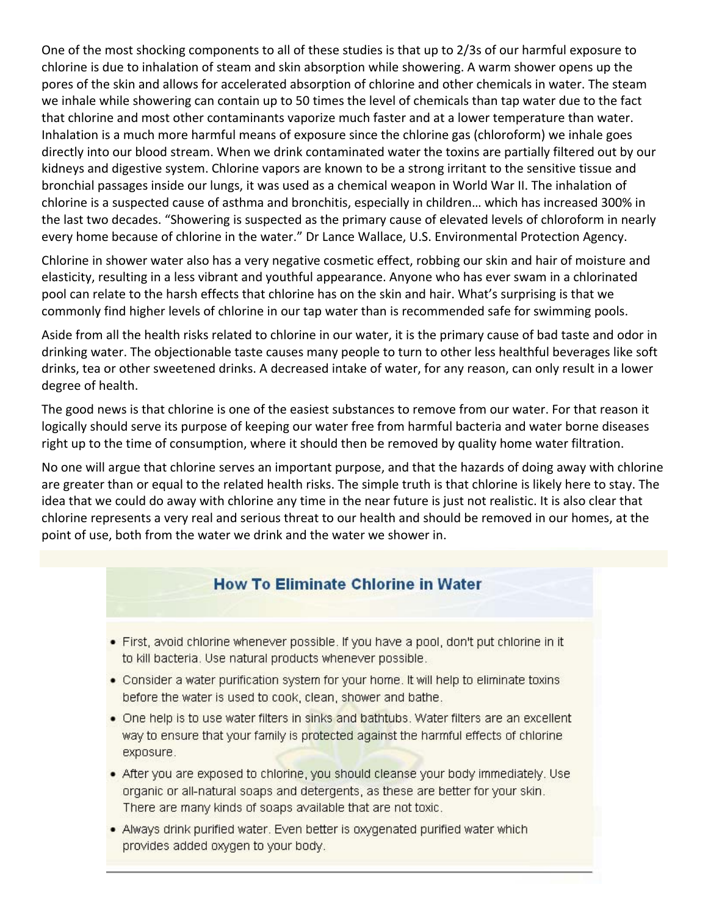One of the most shocking components to all of these studies is that up to 2/3s of our harmful exposure to chlorine is due to inhalation of steam and skin absorption while showering. A warm shower opens up the pores of the skin and allows for accelerated absorption of chlorine and other chemicals in water. The steam we inhale while showering can contain up to 50 times the level of chemicals than tap water due to the fact that chlorine and most other contaminants vaporize much faster and at a lower temperature than water. Inhalation is a much more harmful means of exposure since the chlorine gas (chloroform) we inhale goes directly into our blood stream. When we drink contaminated water the toxins are partially filtered out by our kidneys and digestive system. Chlorine vapors are known to be a strong irritant to the sensitive tissue and bronchial passages inside our lungs, it was used as a chemical weapon in World War II. The inhalation of chlorine is a suspected cause of asthma and bronchitis, especially in children… which has increased 300% in the last two decades. "Showering is suspected as the primary cause of elevated levels of chloroform in nearly every home because of chlorine in the water." Dr Lance Wallace, U.S. Environmental Protection Agency.

Chlorine in shower water also has a very negative cosmetic effect, robbing our skin and hair of moisture and elasticity, resulting in a less vibrant and youthful appearance. Anyone who has ever swam in a chlorinated pool can relate to the harsh effects that chlorine has on the skin and hair. What's surprising is that we commonly find higher levels of chlorine in our tap water than is recommended safe for swimming pools.

Aside from all the health risks related to chlorine in our water, it is the primary cause of bad taste and odor in drinking water. The objectionable taste causes many people to turn to other less healthful beverages like soft drinks, tea or other sweetened drinks. A decreased intake of water, for any reason, can only result in a lower degree of health.

The good news is that chlorine is one of the easiest substances to remove from our water. For that reason it logically should serve its purpose of keeping our water free from harmful bacteria and water borne diseases right up to the time of consumption, where it should then be removed by quality home water filtration.

No one will argue that chlorine serves an important purpose, and that the hazards of doing away with chlorine are greater than or equal to the related health risks. The simple truth is that chlorine is likely here to stay. The idea that we could do away with chlorine any time in the near future is just not realistic. It is also clear that chlorine represents a very real and serious threat to our health and should be removed in our homes, at the point of use, both from the water we drink and the water we shower in.

## How To Eliminate Chlorine in Water

- First, avoid chlorine whenever possible. If you have a pool, don't put chlorine in it to kill bacteria. Use natural products whenever possible.
- Consider a water purification system for your home. It will help to eliminate toxins before the water is used to cook, clean, shower and bathe.
- One help is to use water filters in sinks and bathtubs. Water filters are an excellent way to ensure that your family is protected against the harmful effects of chlorine exposure.
- After you are exposed to chlorine, you should cleanse your body immediately. Use organic or all-natural soaps and detergents, as these are better for your skin. There are many kinds of soaps available that are not toxic.
- Always drink purified water. Even better is oxygenated purified water which provides added oxygen to your body.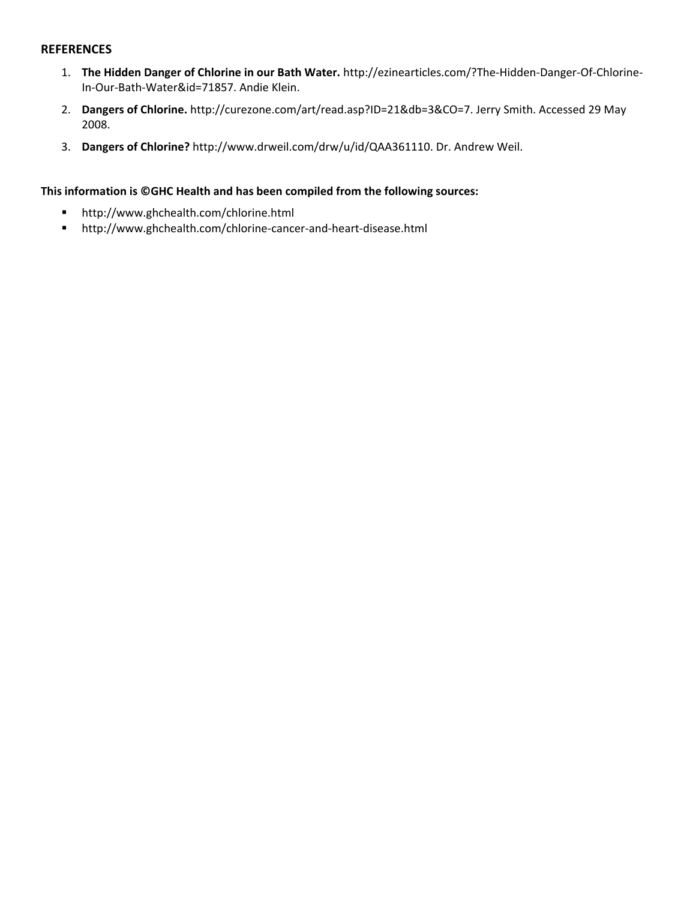## REFERENCES

1. **The Hidden Danger of Chlorine in our Bath Water.** http://ezinearticles.com/?The-Hidden-Danger-Of-Chlorine-In-Our-Bath-Water&id=71857. Andie Klein.
2. **Dangers of Chlorine.** http://curezone.com/art/read.asp?ID=21&db=3&CO=7. Jerry Smith. Accessed 29 May 2008.
3. **Dangers of Chlorine?** http://www.drweil.com/drw/u/id/QAA361110. Dr. Andrew Weil.

**This information is ©GHC Health and has been compiled from the following sources:**

- http://www.ghchealth.com/chlorine.html
- http://www.ghchealth.com/chlorine-cancer-and-heart-disease.html